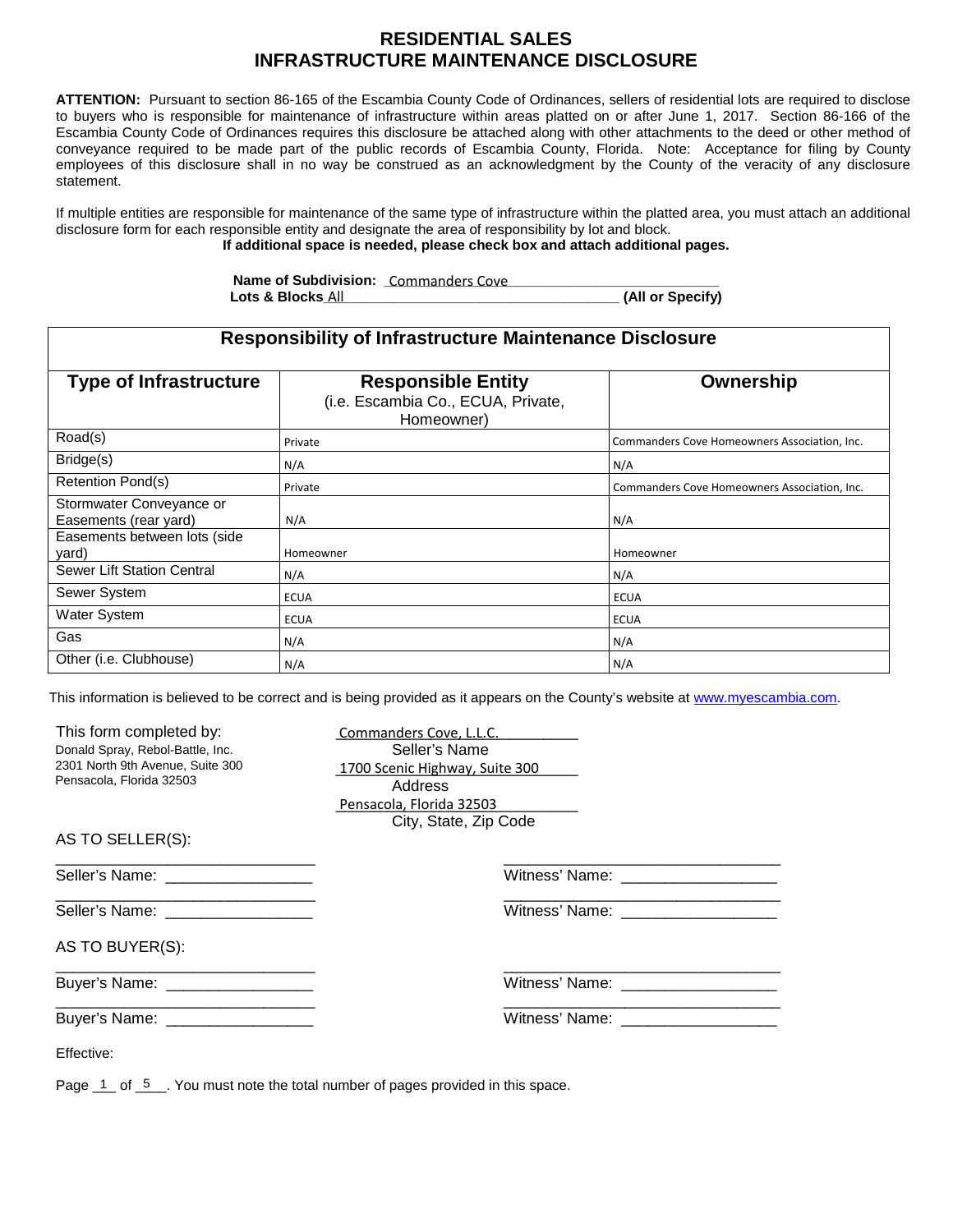# RESIDENTIAL SALES
# INFRASTRUCTURE MAINTENANCE DISCLOSURE

**ATTENTION:** Pursuant to section 86-165 of the Escambia County Code of Ordinances, sellers of residential lots are required to disclose to buyers who is responsible for maintenance of infrastructure within areas platted on or after June 1, 2017. Section 86-166 of the Escambia County Code of Ordinances requires this disclosure be attached along with other attachments to the deed or other method of conveyance required to be made part of the public records of Escambia County, Florida. Note: Acceptance for filing by County employees of this disclosure shall in no way be construed as an acknowledgment by the County of the veracity of any disclosure statement.

If multiple entities are responsible for maintenance of the same type of infrastructure within the platted area, you must attach an additional disclosure form for each responsible entity and designate the area of responsibility by lot and block.

**If additional space is needed, please check box and attach additional pages.**

**Name of Subdivision:** Commanders Cove

**Lots & Blocks** All **(All or Specify)**

## Responsibility of Infrastructure Maintenance Disclosure

| Type of Infrastructure | Responsible Entity (i.e. Escambia Co., ECUA, Private, Homeowner) | Ownership |
|---|---|---|
| Road(s) | Private | Commanders Cove Homeowners Association, Inc. |
| Bridge(s) | N/A | N/A |
| Retention Pond(s) | Private | Commanders Cove Homeowners Association, Inc. |
| Stormwater Conveyance or Easements (rear yard) | N/A | N/A |
| Easements between lots (side yard) | Homeowner | Homeowner |
| Sewer Lift Station Central | N/A | N/A |
| Sewer System | ECUA | ECUA |
| Water System | ECUA | ECUA |
| Gas | N/A | N/A |
| Other (i.e. Clubhouse) | N/A | N/A |

This information is believed to be correct and is being provided as it appears on the County's website at www.myescambia.com.

This form completed by:
Donald Spray, Rebol-Battle, Inc.
2301 North 9th Avenue, Suite 300
Pensacola, Florida 32503

Commanders Cove, L.L.C.
Seller's Name

1700 Scenic Highway, Suite 300
Address

Pensacola, Florida 32503
City, State, Zip Code

AS TO SELLER(S):

______________________________ ______________________________
Seller's Name: ________________ Witness' Name: ________________

______________________________ ______________________________
Seller's Name: ________________ Witness' Name: ________________

AS TO BUYER(S):

______________________________ ______________________________
Buyer's Name: ________________ Witness' Name: ________________

______________________________ ______________________________
Buyer's Name: ________________ Witness' Name: ________________

Effective:

Page 1 of 5. You must note the total number of pages provided in this space.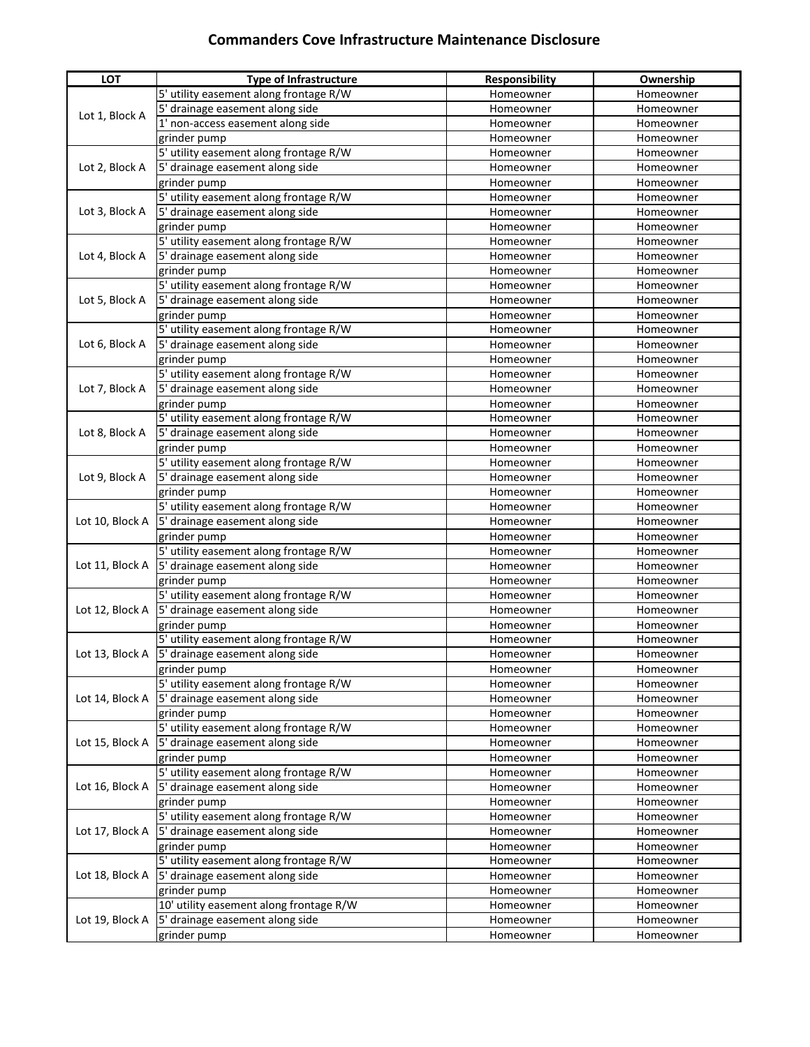# Commanders Cove Infrastructure Maintenance Disclosure

| LOT | Type of Infrastructure | Responsibility | Ownership |
|---|---|---|---|
| Lot 1, Block A | 5' utility easement along frontage R/W | Homeowner | Homeowner |
| | 5' drainage easement along side | Homeowner | Homeowner |
| | 1' non-access easement along side | Homeowner | Homeowner |
| | grinder pump | Homeowner | Homeowner |
| Lot 2, Block A | 5' utility easement along frontage R/W | Homeowner | Homeowner |
| | 5' drainage easement along side | Homeowner | Homeowner |
| | grinder pump | Homeowner | Homeowner |
| Lot 3, Block A | 5' utility easement along frontage R/W | Homeowner | Homeowner |
| | 5' drainage easement along side | Homeowner | Homeowner |
| | grinder pump | Homeowner | Homeowner |
| Lot 4, Block A | 5' utility easement along frontage R/W | Homeowner | Homeowner |
| | 5' drainage easement along side | Homeowner | Homeowner |
| | grinder pump | Homeowner | Homeowner |
| Lot 5, Block A | 5' utility easement along frontage R/W | Homeowner | Homeowner |
| | 5' drainage easement along side | Homeowner | Homeowner |
| | grinder pump | Homeowner | Homeowner |
| Lot 6, Block A | 5' utility easement along frontage R/W | Homeowner | Homeowner |
| | 5' drainage easement along side | Homeowner | Homeowner |
| | grinder pump | Homeowner | Homeowner |
| Lot 7, Block A | 5' utility easement along frontage R/W | Homeowner | Homeowner |
| | 5' drainage easement along side | Homeowner | Homeowner |
| | grinder pump | Homeowner | Homeowner |
| Lot 8, Block A | 5' utility easement along frontage R/W | Homeowner | Homeowner |
| | 5' drainage easement along side | Homeowner | Homeowner |
| | grinder pump | Homeowner | Homeowner |
| Lot 9, Block A | 5' utility easement along frontage R/W | Homeowner | Homeowner |
| | 5' drainage easement along side | Homeowner | Homeowner |
| | grinder pump | Homeowner | Homeowner |
| Lot 10, Block A | 5' utility easement along frontage R/W | Homeowner | Homeowner |
| | 5' drainage easement along side | Homeowner | Homeowner |
| | grinder pump | Homeowner | Homeowner |
| Lot 11, Block A | 5' utility easement along frontage R/W | Homeowner | Homeowner |
| | 5' drainage easement along side | Homeowner | Homeowner |
| | grinder pump | Homeowner | Homeowner |
| Lot 12, Block A | 5' utility easement along frontage R/W | Homeowner | Homeowner |
| | 5' drainage easement along side | Homeowner | Homeowner |
| | grinder pump | Homeowner | Homeowner |
| Lot 13, Block A | 5' utility easement along frontage R/W | Homeowner | Homeowner |
| | 5' drainage easement along side | Homeowner | Homeowner |
| | grinder pump | Homeowner | Homeowner |
| Lot 14, Block A | 5' utility easement along frontage R/W | Homeowner | Homeowner |
| | 5' drainage easement along side | Homeowner | Homeowner |
| | grinder pump | Homeowner | Homeowner |
| Lot 15, Block A | 5' utility easement along frontage R/W | Homeowner | Homeowner |
| | 5' drainage easement along side | Homeowner | Homeowner |
| | grinder pump | Homeowner | Homeowner |
| Lot 16, Block A | 5' utility easement along frontage R/W | Homeowner | Homeowner |
| | 5' drainage easement along side | Homeowner | Homeowner |
| | grinder pump | Homeowner | Homeowner |
| Lot 17, Block A | 5' utility easement along frontage R/W | Homeowner | Homeowner |
| | 5' drainage easement along side | Homeowner | Homeowner |
| | grinder pump | Homeowner | Homeowner |
| Lot 18, Block A | 5' utility easement along frontage R/W | Homeowner | Homeowner |
| | 5' drainage easement along side | Homeowner | Homeowner |
| | grinder pump | Homeowner | Homeowner |
| Lot 19, Block A | 10' utility easement along frontage R/W | Homeowner | Homeowner |
| | 5' drainage easement along side | Homeowner | Homeowner |
| | grinder pump | Homeowner | Homeowner |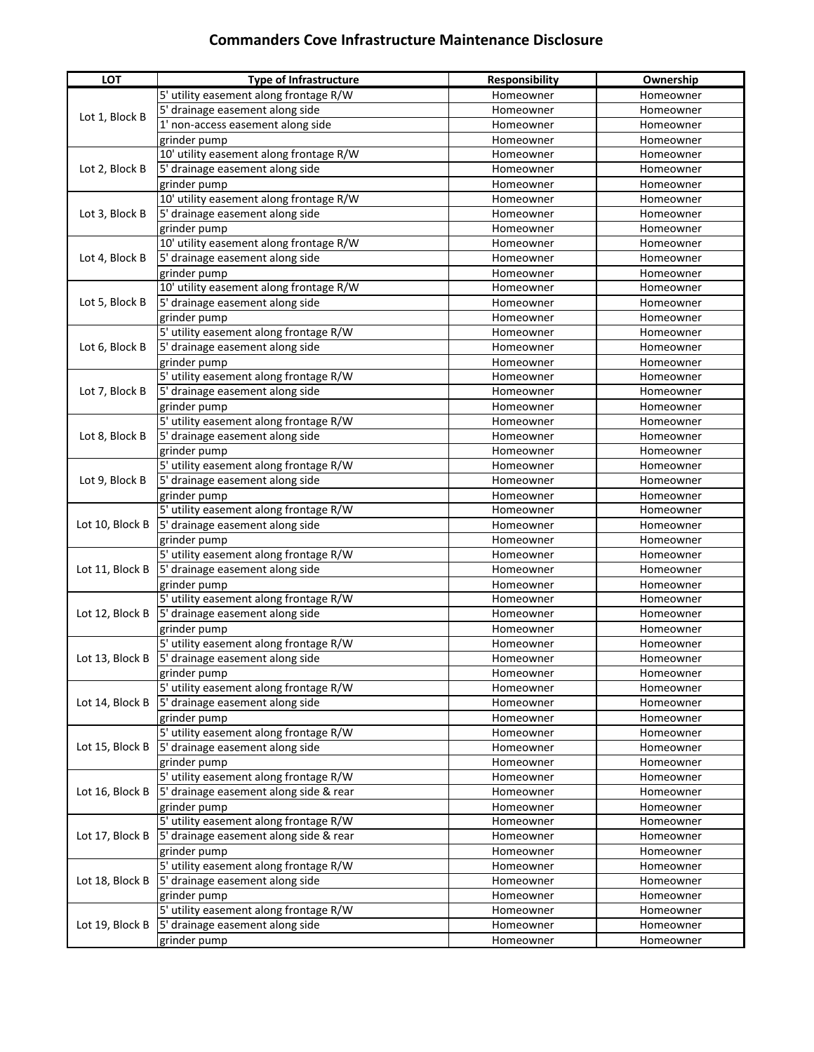# Commanders Cove Infrastructure Maintenance Disclosure

| LOT | Type of Infrastructure | Responsibility | Ownership |
|---|---|---|---|
| Lot 1, Block B | 5' utility easement along frontage R/W | Homeowner | Homeowner |
| | 5' drainage easement along side | Homeowner | Homeowner |
| | 1' non-access easement along side | Homeowner | Homeowner |
| | grinder pump | Homeowner | Homeowner |
| Lot 2, Block B | 10' utility easement along frontage R/W | Homeowner | Homeowner |
| | 5' drainage easement along side | Homeowner | Homeowner |
| | grinder pump | Homeowner | Homeowner |
| Lot 3, Block B | 10' utility easement along frontage R/W | Homeowner | Homeowner |
| | 5' drainage easement along side | Homeowner | Homeowner |
| | grinder pump | Homeowner | Homeowner |
| Lot 4, Block B | 10' utility easement along frontage R/W | Homeowner | Homeowner |
| | 5' drainage easement along side | Homeowner | Homeowner |
| | grinder pump | Homeowner | Homeowner |
| Lot 5, Block B | 10' utility easement along frontage R/W | Homeowner | Homeowner |
| | 5' drainage easement along side | Homeowner | Homeowner |
| | grinder pump | Homeowner | Homeowner |
| Lot 6, Block B | 5' utility easement along frontage R/W | Homeowner | Homeowner |
| | 5' drainage easement along side | Homeowner | Homeowner |
| | grinder pump | Homeowner | Homeowner |
| Lot 7, Block B | 5' utility easement along frontage R/W | Homeowner | Homeowner |
| | 5' drainage easement along side | Homeowner | Homeowner |
| | grinder pump | Homeowner | Homeowner |
| Lot 8, Block B | 5' utility easement along frontage R/W | Homeowner | Homeowner |
| | 5' drainage easement along side | Homeowner | Homeowner |
| | grinder pump | Homeowner | Homeowner |
| Lot 9, Block B | 5' utility easement along frontage R/W | Homeowner | Homeowner |
| | 5' drainage easement along side | Homeowner | Homeowner |
| | grinder pump | Homeowner | Homeowner |
| Lot 10, Block B | 5' utility easement along frontage R/W | Homeowner | Homeowner |
| | 5' drainage easement along side | Homeowner | Homeowner |
| | grinder pump | Homeowner | Homeowner |
| Lot 11, Block B | 5' utility easement along frontage R/W | Homeowner | Homeowner |
| | 5' drainage easement along side | Homeowner | Homeowner |
| | grinder pump | Homeowner | Homeowner |
| Lot 12, Block B | 5' utility easement along frontage R/W | Homeowner | Homeowner |
| | 5' drainage easement along side | Homeowner | Homeowner |
| | grinder pump | Homeowner | Homeowner |
| Lot 13, Block B | 5' utility easement along frontage R/W | Homeowner | Homeowner |
| | 5' drainage easement along side | Homeowner | Homeowner |
| | grinder pump | Homeowner | Homeowner |
| Lot 14, Block B | 5' utility easement along frontage R/W | Homeowner | Homeowner |
| | 5' drainage easement along side | Homeowner | Homeowner |
| | grinder pump | Homeowner | Homeowner |
| Lot 15, Block B | 5' utility easement along frontage R/W | Homeowner | Homeowner |
| | 5' drainage easement along side | Homeowner | Homeowner |
| | grinder pump | Homeowner | Homeowner |
| Lot 16, Block B | 5' utility easement along frontage R/W | Homeowner | Homeowner |
| | 5' drainage easement along side & rear | Homeowner | Homeowner |
| | grinder pump | Homeowner | Homeowner |
| Lot 17, Block B | 5' utility easement along frontage R/W | Homeowner | Homeowner |
| | 5' drainage easement along side & rear | Homeowner | Homeowner |
| | grinder pump | Homeowner | Homeowner |
| Lot 18, Block B | 5' utility easement along frontage R/W | Homeowner | Homeowner |
| | 5' drainage easement along side | Homeowner | Homeowner |
| | grinder pump | Homeowner | Homeowner |
| Lot 19, Block B | 5' utility easement along frontage R/W | Homeowner | Homeowner |
| | 5' drainage easement along side | Homeowner | Homeowner |
| | grinder pump | Homeowner | Homeowner |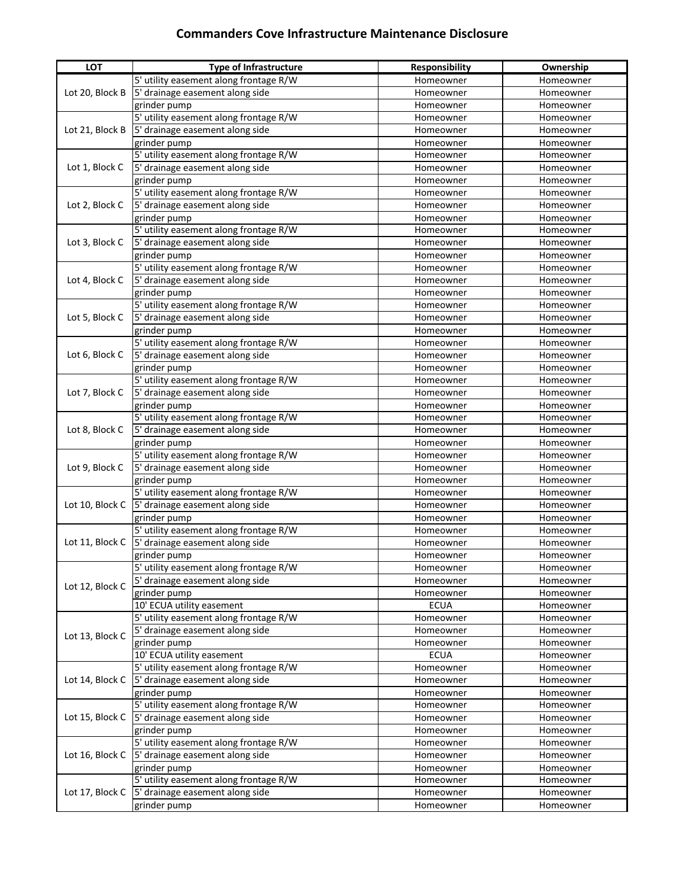# Commanders Cove Infrastructure Maintenance Disclosure

| LOT | Type of Infrastructure | Responsibility | Ownership |
|---|---|---|---|
| Lot 20, Block B | 5' utility easement along frontage R/W | Homeowner | Homeowner |
| | 5' drainage easement along side | Homeowner | Homeowner |
| | grinder pump | Homeowner | Homeowner |
| Lot 21, Block B | 5' utility easement along frontage R/W | Homeowner | Homeowner |
| | 5' drainage easement along side | Homeowner | Homeowner |
| | grinder pump | Homeowner | Homeowner |
| Lot 1, Block C | 5' utility easement along frontage R/W | Homeowner | Homeowner |
| | 5' drainage easement along side | Homeowner | Homeowner |
| | grinder pump | Homeowner | Homeowner |
| Lot 2, Block C | 5' utility easement along frontage R/W | Homeowner | Homeowner |
| | 5' drainage easement along side | Homeowner | Homeowner |
| | grinder pump | Homeowner | Homeowner |
| Lot 3, Block C | 5' utility easement along frontage R/W | Homeowner | Homeowner |
| | 5' drainage easement along side | Homeowner | Homeowner |
| | grinder pump | Homeowner | Homeowner |
| Lot 4, Block C | 5' utility easement along frontage R/W | Homeowner | Homeowner |
| | 5' drainage easement along side | Homeowner | Homeowner |
| | grinder pump | Homeowner | Homeowner |
| Lot 5, Block C | 5' utility easement along frontage R/W | Homeowner | Homeowner |
| | 5' drainage easement along side | Homeowner | Homeowner |
| | grinder pump | Homeowner | Homeowner |
| Lot 6, Block C | 5' utility easement along frontage R/W | Homeowner | Homeowner |
| | 5' drainage easement along side | Homeowner | Homeowner |
| | grinder pump | Homeowner | Homeowner |
| Lot 7, Block C | 5' utility easement along frontage R/W | Homeowner | Homeowner |
| | 5' drainage easement along side | Homeowner | Homeowner |
| | grinder pump | Homeowner | Homeowner |
| Lot 8, Block C | 5' utility easement along frontage R/W | Homeowner | Homeowner |
| | 5' drainage easement along side | Homeowner | Homeowner |
| | grinder pump | Homeowner | Homeowner |
| Lot 9, Block C | 5' utility easement along frontage R/W | Homeowner | Homeowner |
| | 5' drainage easement along side | Homeowner | Homeowner |
| | grinder pump | Homeowner | Homeowner |
| Lot 10, Block C | 5' utility easement along frontage R/W | Homeowner | Homeowner |
| | 5' drainage easement along side | Homeowner | Homeowner |
| | grinder pump | Homeowner | Homeowner |
| Lot 11, Block C | 5' utility easement along frontage R/W | Homeowner | Homeowner |
| | 5' drainage easement along side | Homeowner | Homeowner |
| | grinder pump | Homeowner | Homeowner |
| Lot 12, Block C | 5' utility easement along frontage R/W | Homeowner | Homeowner |
| | 5' drainage easement along side | Homeowner | Homeowner |
| | grinder pump | Homeowner | Homeowner |
| | 10' ECUA utility easement | ECUA | Homeowner |
| Lot 13, Block C | 5' utility easement along frontage R/W | Homeowner | Homeowner |
| | 5' drainage easement along side | Homeowner | Homeowner |
| | grinder pump | Homeowner | Homeowner |
| | 10' ECUA utility easement | ECUA | Homeowner |
| Lot 14, Block C | 5' utility easement along frontage R/W | Homeowner | Homeowner |
| | 5' drainage easement along side | Homeowner | Homeowner |
| | grinder pump | Homeowner | Homeowner |
| Lot 15, Block C | 5' utility easement along frontage R/W | Homeowner | Homeowner |
| | 5' drainage easement along side | Homeowner | Homeowner |
| | grinder pump | Homeowner | Homeowner |
| Lot 16, Block C | 5' utility easement along frontage R/W | Homeowner | Homeowner |
| | 5' drainage easement along side | Homeowner | Homeowner |
| | grinder pump | Homeowner | Homeowner |
| Lot 17, Block C | 5' utility easement along frontage R/W | Homeowner | Homeowner |
| | 5' drainage easement along side | Homeowner | Homeowner |
| | grinder pump | Homeowner | Homeowner |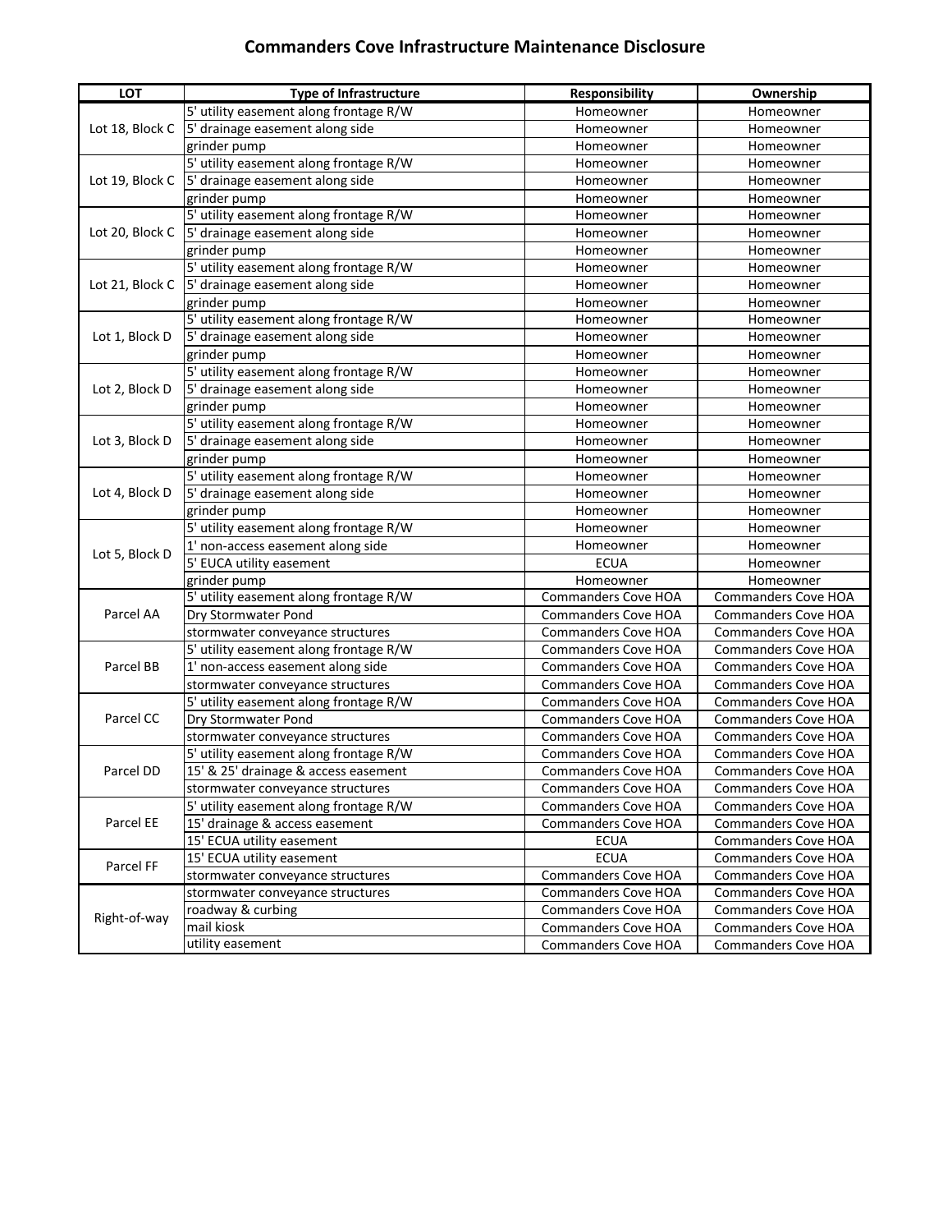# Commanders Cove Infrastructure Maintenance Disclosure

| LOT | Type of Infrastructure | Responsibility | Ownership |
|---|---|---|---|
| Lot 18, Block C | 5' utility easement along frontage R/W | Homeowner | Homeowner |
| | 5' drainage easement along side | Homeowner | Homeowner |
| | grinder pump | Homeowner | Homeowner |
| Lot 19, Block C | 5' utility easement along frontage R/W | Homeowner | Homeowner |
| | 5' drainage easement along side | Homeowner | Homeowner |
| | grinder pump | Homeowner | Homeowner |
| Lot 20, Block C | 5' utility easement along frontage R/W | Homeowner | Homeowner |
| | 5' drainage easement along side | Homeowner | Homeowner |
| | grinder pump | Homeowner | Homeowner |
| Lot 21, Block C | 5' utility easement along frontage R/W | Homeowner | Homeowner |
| | 5' drainage easement along side | Homeowner | Homeowner |
| | grinder pump | Homeowner | Homeowner |
| Lot 1, Block D | 5' utility easement along frontage R/W | Homeowner | Homeowner |
| | 5' drainage easement along side | Homeowner | Homeowner |
| | grinder pump | Homeowner | Homeowner |
| Lot 2, Block D | 5' utility easement along frontage R/W | Homeowner | Homeowner |
| | 5' drainage easement along side | Homeowner | Homeowner |
| | grinder pump | Homeowner | Homeowner |
| Lot 3, Block D | 5' utility easement along frontage R/W | Homeowner | Homeowner |
| | 5' drainage easement along side | Homeowner | Homeowner |
| | grinder pump | Homeowner | Homeowner |
| Lot 4, Block D | 5' utility easement along frontage R/W | Homeowner | Homeowner |
| | 5' drainage easement along side | Homeowner | Homeowner |
| | grinder pump | Homeowner | Homeowner |
| Lot 5, Block D | 5' utility easement along frontage R/W | Homeowner | Homeowner |
| | 1' non-access easement along side | Homeowner | Homeowner |
| | 5' EUCA utility easement | ECUA | Homeowner |
| | grinder pump | Homeowner | Homeowner |
| Parcel AA | 5' utility easement along frontage R/W | Commanders Cove HOA | Commanders Cove HOA |
| | Dry Stormwater Pond | Commanders Cove HOA | Commanders Cove HOA |
| | stormwater conveyance structures | Commanders Cove HOA | Commanders Cove HOA |
| Parcel BB | 5' utility easement along frontage R/W | Commanders Cove HOA | Commanders Cove HOA |
| | 1' non-access easement along side | Commanders Cove HOA | Commanders Cove HOA |
| | stormwater conveyance structures | Commanders Cove HOA | Commanders Cove HOA |
| Parcel CC | 5' utility easement along frontage R/W | Commanders Cove HOA | Commanders Cove HOA |
| | Dry Stormwater Pond | Commanders Cove HOA | Commanders Cove HOA |
| | stormwater conveyance structures | Commanders Cove HOA | Commanders Cove HOA |
| Parcel DD | 5' utility easement along frontage R/W | Commanders Cove HOA | Commanders Cove HOA |
| | 15' & 25' drainage & access easement | Commanders Cove HOA | Commanders Cove HOA |
| | stormwater conveyance structures | Commanders Cove HOA | Commanders Cove HOA |
| Parcel EE | 5' utility easement along frontage R/W | Commanders Cove HOA | Commanders Cove HOA |
| | 15' drainage & access easement | Commanders Cove HOA | Commanders Cove HOA |
| | 15' ECUA utility easement | ECUA | Commanders Cove HOA |
| Parcel FF | 15' ECUA utility easement | ECUA | Commanders Cove HOA |
| | stormwater conveyance structures | Commanders Cove HOA | Commanders Cove HOA |
| Right-of-way | stormwater conveyance structures | Commanders Cove HOA | Commanders Cove HOA |
| | roadway & curbing | Commanders Cove HOA | Commanders Cove HOA |
| | mail kiosk | Commanders Cove HOA | Commanders Cove HOA |
| | utility easement | Commanders Cove HOA | Commanders Cove HOA |